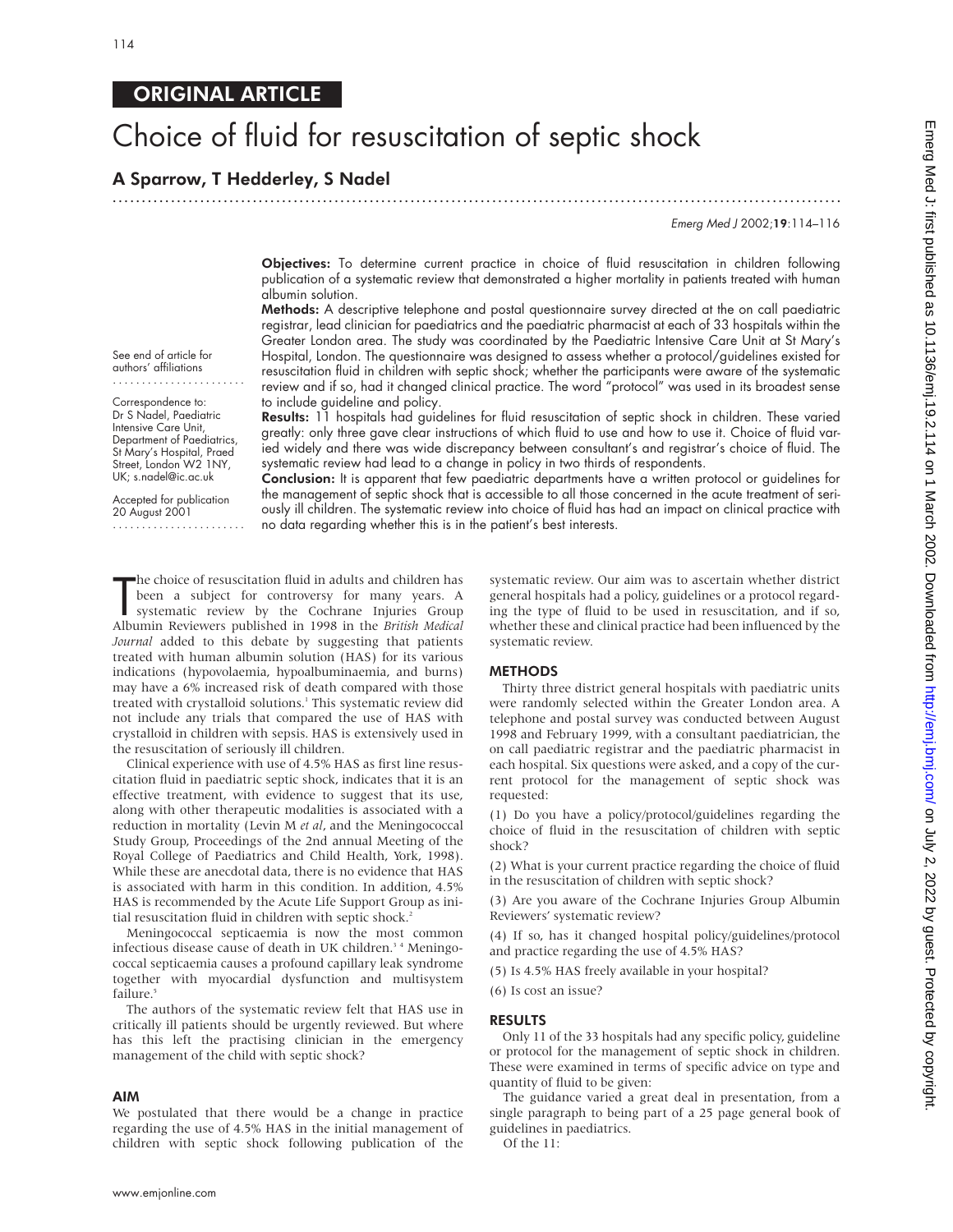ORIGINAL ARTICLE

# Choice of fluid for resuscitation of septic shock

## A Sparrow, T Hedderley, S Nadel

See end of article for authors' affiliations

Correspondence to: Dr S Nadel, Paediatric Intensive Care Unit, Department of Paediatrics, St Mary's Hospital, Praed Street, London W2 1NY, UK; s.nadel@ic.ac.uk

Accepted for publication 20 August 2001

**Objectives:** To determine current practice in choice of fluid resuscitation in children following publication of a systematic review that demonstrated a higher mortality in patients treated with human albumin solution.

**Methods:** A descriptive telephone and postal questionnaire survey directed at the on call paediatric registrar, lead clinician for paediatrics and the paediatric pharmacist at each of 33 hospitals within the Greater London area. The study was coordinated by the Paediatric Intensive Care Unit at St Mary's Hospital, London. The questionnaire was designed to assess whether a protocol/guidelines existed for resuscitation fluid in children with septic shock; whether the participants were aware of the systematic review and if so, had it changed clinical practice. The word "protocol" was used in its broadest sense to include guideline and policy.

**Results:** 11 hospitals had guidelines for fluid resuscitation of septic shock in children. These varied greatly: only three gave clear instructions of which fluid to use and how to use it. Choice of fluid varied widely and there was wide discrepancy between consultant's and registrar's choice of fluid. The systematic review had lead to a change in policy in two thirds of respondents.

**Conclusion:** It is apparent that few paediatric departments have a written protocol or guidelines for the management of septic shock that is accessible to all those concerned in the acute treatment of seriously ill children. The systematic review into choice of fluid has had an impact on clinical practice with no data regarding whether this is in the patient's best interests.

The choice of resuscitation fluid in adults and children has been a subject for controversy for many years. A systematic review by the Cochrane Injuries Group Albumin Reviewers published in 1998 in the *British Medical Journal* added to this debate by suggesting that patients treated with human albumin solution (HAS) for its various indications (hypovolaemia, hypoalbuminaemia, and burns) may have a 6% increased risk of death compared with those treated with crystalloid solutions.[1] This systematic review did not include any trials that compared the use of HAS with crystalloid in children with sepsis. HAS is extensively used in the resuscitation of seriously ill children.

Clinical experience with use of 4.5% HAS as first line resuscitation fluid in paediatric septic shock, indicates that it is an effective treatment, with evidence to suggest that its use, along with other therapeutic modalities is associated with a reduction in mortality (Levin M *et al*, and the Meningococcal Study Group, Proceedings of the 2nd annual Meeting of the Royal College of Paediatrics and Child Health, York, 1998). While these are anecdotal data, there is no evidence that HAS is associated with harm in this condition. In addition, 4.5% HAS is recommended by the Acute Life Support Group as initial resuscitation fluid in children with septic shock.[2]

Meningococcal septicaemia is now the most common infectious disease cause of death in UK children.[3,4] Meningococcal septicaemia causes a profound capillary leak syndrome together with myocardial dysfunction and multisystem failure.[5]

The authors of the systematic review felt that HAS use in critically ill patients should be urgently reviewed. But where has this left the practising clinician in the emergency management of the child with septic shock?

## AIM

We postulated that there would be a change in practice regarding the use of 4.5% HAS in the initial management of children with septic shock following publication of the systematic review. Our aim was to ascertain whether district general hospitals had a policy, guidelines or a protocol regarding the type of fluid to be used in resuscitation, and if so, whether these and clinical practice had been influenced by the systematic review.

## METHODS

Thirty three district general hospitals with paediatric units were randomly selected within the Greater London area. A telephone and postal survey was conducted between August 1998 and February 1999, with a consultant paediatrician, the on call paediatric registrar and the paediatric pharmacist in each hospital. Six questions were asked, and a copy of the current protocol for the management of septic shock was requested:

(1) Do you have a policy/protocol/guidelines regarding the choice of fluid in the resuscitation of children with septic shock?

(2) What is your current practice regarding the choice of fluid in the resuscitation of children with septic shock?

(3) Are you aware of the Cochrane Injuries Group Albumin Reviewers' systematic review?

(4) If so, has it changed hospital policy/guidelines/protocol and practice regarding the use of 4.5% HAS?

(5) Is 4.5% HAS freely available in your hospital?

(6) Is cost an issue?

## RESULTS

Only 11 of the 33 hospitals had any specific policy, guideline or protocol for the management of septic shock in children. These were examined in terms of specific advice on type and quantity of fluid to be given:

The guidance varied a great deal in presentation, from a single paragraph to being part of a 25 page general book of guidelines in paediatrics.

Of the 11: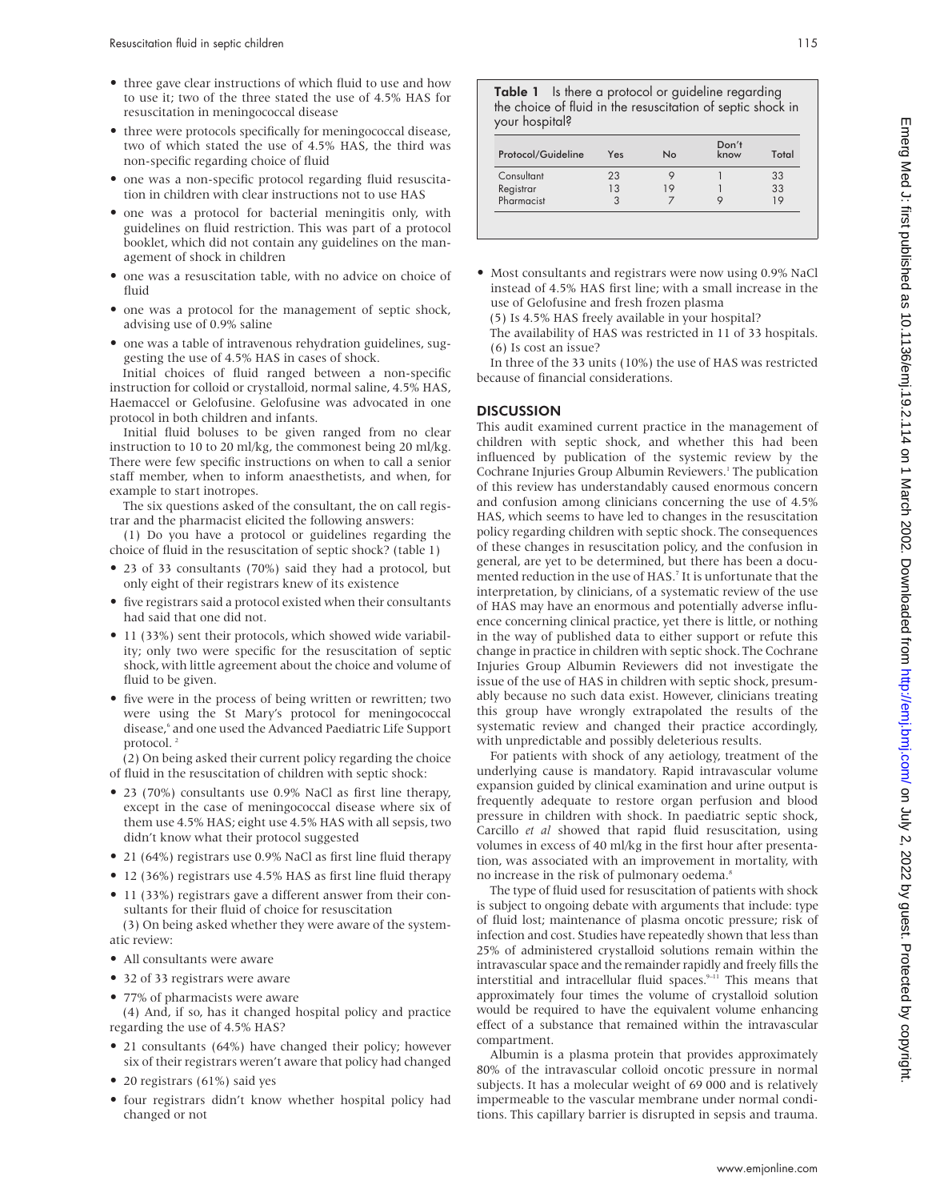- three gave clear instructions of which fluid to use and how to use it; two of the three stated the use of 4.5% HAS for resuscitation in meningococcal disease
- three were protocols specifically for meningococcal disease, two of which stated the use of 4.5% HAS, the third was non-specific regarding choice of fluid
- one was a non-specific protocol regarding fluid resuscitation in children with clear instructions not to use HAS
- one was a protocol for bacterial meningitis only, with guidelines on fluid restriction. This was part of a protocol booklet, which did not contain any guidelines on the management of shock in children
- one was a resuscitation table, with no advice on choice of fluid
- one was a protocol for the management of septic shock, advising use of 0.9% saline
- one was a table of intravenous rehydration guidelines, suggesting the use of 4.5% HAS in cases of shock.

Initial choices of fluid ranged between a non-specific instruction for colloid or crystalloid, normal saline, 4.5% HAS, Haemaccel or Gelofusine. Gelofusine was advocated in one protocol in both children and infants.

Initial fluid boluses to be given ranged from no clear instruction to 10 to 20 ml/kg, the commonest being 20 ml/kg. There were few specific instructions on when to call a senior staff member, when to inform anaesthetists, and when, for example to start inotropes.

The six questions asked of the consultant, the on call registrar and the pharmacist elicited the following answers:

(1) Do you have a protocol or guidelines regarding the choice of fluid in the resuscitation of septic shock? (table 1)

- 23 of 33 consultants (70%) said they had a protocol, but only eight of their registrars knew of its existence
- five registrars said a protocol existed when their consultants had said that one did not.
- 11 (33%) sent their protocols, which showed wide variability; only two were specific for the resuscitation of septic shock, with little agreement about the choice and volume of fluid to be given.
- five were in the process of being written or rewritten; two were using the St Mary's protocol for meningococcal disease,[6] and one used the Advanced Paediatric Life Support protocol.[2]

(2) On being asked their current policy regarding the choice of fluid in the resuscitation of children with septic shock:

- 23 (70%) consultants use 0.9% NaCl as first line therapy, except in the case of meningococcal disease where six of them use 4.5% HAS; eight use 4.5% HAS with all sepsis, two didn't know what their protocol suggested
- 21 (64%) registrars use 0.9% NaCl as first line fluid therapy
- 12 (36%) registrars use 4.5% HAS as first line fluid therapy
- 11 (33%) registrars gave a different answer from their consultants for their fluid of choice for resuscitation

(3) On being asked whether they were aware of the systematic review:

- All consultants were aware
- 32 of 33 registrars were aware
- 77% of pharmacists were aware

(4) And, if so, has it changed hospital policy and practice regarding the use of 4.5% HAS?

- 21 consultants (64%) have changed their policy; however six of their registrars weren't aware that policy had changed
- 20 registrars (61%) said yes
- four registrars didn't know whether hospital policy had changed or not

**Table 1** Is there a protocol or guideline regarding the choice of fluid in the resuscitation of septic shock in your hospital?

| Protocol/Guideline | Yes | No | Don't know | Total |
|---|---|---|---|---|
| Consultant | 23 | 9 | 1 | 33 |
| Registrar | 13 | 19 | 1 | 33 |
| Pharmacist | 3 | 7 | 9 | 19 |

- Most consultants and registrars were now using 0.9% NaCl instead of 4.5% HAS first line; with a small increase in the use of Gelofusine and fresh frozen plasma

(5) Is 4.5% HAS freely available in your hospital?

The availability of HAS was restricted in 11 of 33 hospitals.

(6) Is cost an issue?

In three of the 33 units (10%) the use of HAS was restricted because of financial considerations.

## DISCUSSION

This audit examined current practice in the management of children with septic shock, and whether this had been influenced by publication of the systemic review by the Cochrane Injuries Group Albumin Reviewers.[1] The publication of this review has understandably caused enormous concern and confusion among clinicians concerning the use of 4.5% HAS, which seems to have led to changes in the resuscitation policy regarding children with septic shock. The consequences of these changes in resuscitation policy, and the confusion in general, are yet to be determined, but there has been a documented reduction in the use of HAS.[7] It is unfortunate that the interpretation, by clinicians, of a systematic review of the use of HAS may have an enormous and potentially adverse influence concerning clinical practice, yet there is little, or nothing in the way of published data to either support or refute this change in practice in children with septic shock. The Cochrane Injuries Group Albumin Reviewers did not investigate the issue of the use of HAS in children with septic shock, presumably because no such data exist. However, clinicians treating this group have wrongly extrapolated the results of the systematic review and changed their practice accordingly, with unpredictable and possibly deleterious results.

For patients with shock of any aetiology, treatment of the underlying cause is mandatory. Rapid intravascular volume expansion guided by clinical examination and urine output is frequently adequate to restore organ perfusion and blood pressure in children with shock. In paediatric septic shock, Carcillo *et al* showed that rapid fluid resuscitation, using volumes in excess of 40 ml/kg in the first hour after presentation, was associated with an improvement in mortality, with no increase in the risk of pulmonary oedema.[8]

The type of fluid used for resuscitation of patients with shock is subject to ongoing debate with arguments that include: type of fluid lost; maintenance of plasma oncotic pressure; risk of infection and cost. Studies have repeatedly shown that less than 25% of administered crystalloid solutions remain within the intravascular space and the remainder rapidly and freely fills the interstitial and intracellular fluid spaces.[9–11] This means that approximately four times the volume of crystalloid solution would be required to have the equivalent volume enhancing effect of a substance that remained within the intravascular compartment.

Albumin is a plasma protein that provides approximately 80% of the intravascular colloid oncotic pressure in normal subjects. It has a molecular weight of 69 000 and is relatively impermeable to the vascular membrane under normal conditions. This capillary barrier is disrupted in sepsis and trauma.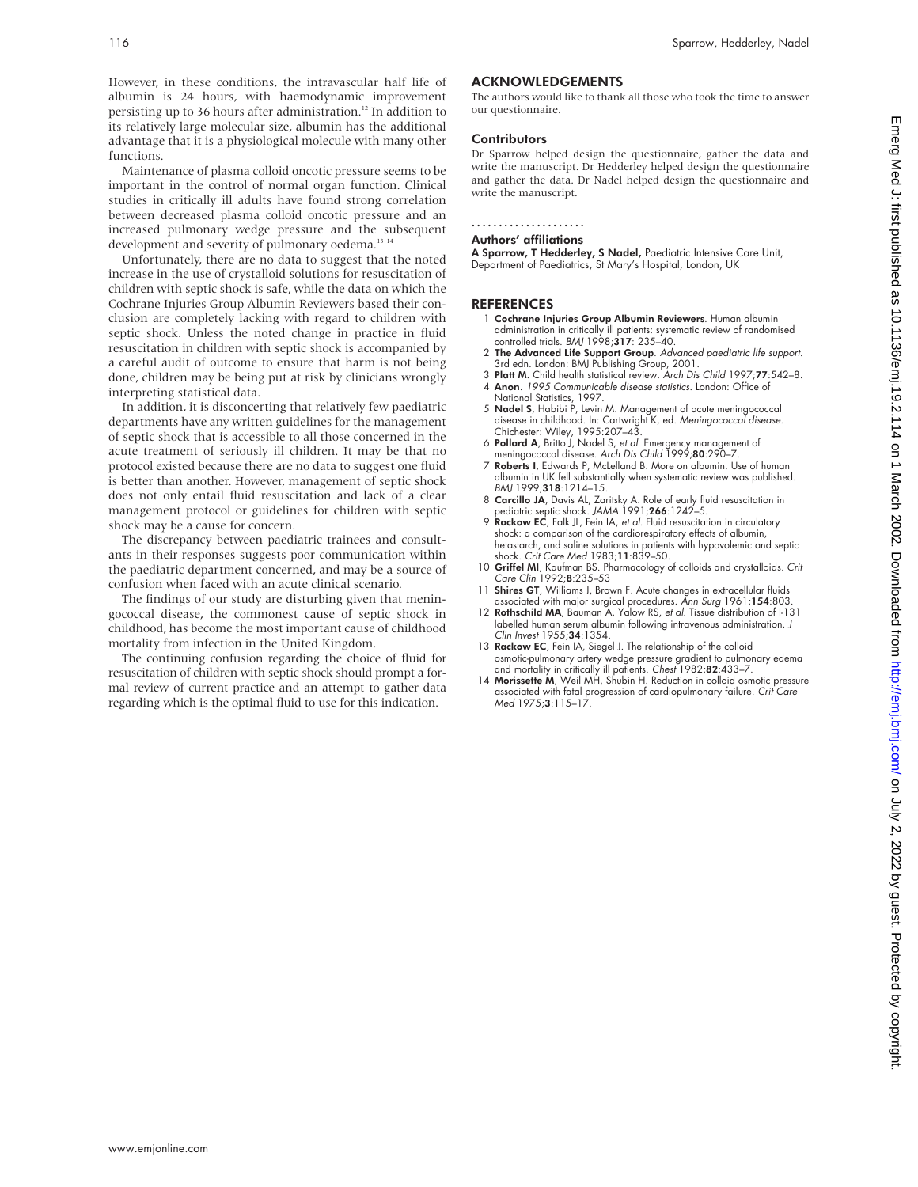However, in these conditions, the intravascular half life of albumin is 24 hours, with haemodynamic improvement persisting up to 36 hours after administration.[12] In addition to its relatively large molecular size, albumin has the additional advantage that it is a physiological molecule with many other functions.

Maintenance of plasma colloid oncotic pressure seems to be important in the control of normal organ function. Clinical studies in critically ill adults have found strong correlation between decreased plasma colloid oncotic pressure and an increased pulmonary wedge pressure and the subsequent development and severity of pulmonary oedema.[13 14]

Unfortunately, there are no data to suggest that the noted increase in the use of crystalloid solutions for resuscitation of children with septic shock is safe, while the data on which the Cochrane Injuries Group Albumin Reviewers based their conclusion are completely lacking with regard to children with septic shock. Unless the noted change in practice in fluid resuscitation in children with septic shock is accompanied by a careful audit of outcome to ensure that harm is not being done, children may be being put at risk by clinicians wrongly interpreting statistical data.

In addition, it is disconcerting that relatively few paediatric departments have any written guidelines for the management of septic shock that is accessible to all those concerned in the acute treatment of seriously ill children. It may be that no protocol existed because there are no data to suggest one fluid is better than another. However, management of septic shock does not only entail fluid resuscitation and lack of a clear management protocol or guidelines for children with septic shock may be a cause for concern.

The discrepancy between paediatric trainees and consultants in their responses suggests poor communication within the paediatric department concerned, and may be a source of confusion when faced with an acute clinical scenario.

The findings of our study are disturbing given that meningococcal disease, the commonest cause of septic shock in childhood, has become the most important cause of childhood mortality from infection in the United Kingdom.

The continuing confusion regarding the choice of fluid for resuscitation of children with septic shock should prompt a formal review of current practice and an attempt to gather data regarding which is the optimal fluid to use for this indication.

## ACKNOWLEDGEMENTS

The authors would like to thank all those who took the time to answer our questionnaire.

### Contributors

Dr Sparrow helped design the questionnaire, gather the data and write the manuscript. Dr Hedderley helped design the questionnaire and gather the data. Dr Nadel helped design the questionnaire and write the manuscript.

### Authors' affiliations

**A Sparrow, T Hedderley, S Nadel,** Paediatric Intensive Care Unit, Department of Paediatrics, St Mary's Hospital, London, UK

## REFERENCES

1. **Cochrane Injuries Group Albumin Reviewers**. Human albumin administration in critically ill patients: systematic review of randomised controlled trials. *BMJ* 1998;**317**: 235–40.
2. **The Advanced Life Support Group**. *Advanced paediatric life support*. 3rd edn. London: BMJ Publishing Group, 2001.
3. **Platt M**. Child health statistical review. *Arch Dis Child* 1997;**77**:542–8.
4. **Anon**. *1995 Communicable disease statistics*. London: Office of National Statistics, 1997.
5. **Nadel S**, Habibi P, Levin M. Management of acute meningococcal disease in childhood. In: Cartwright K, ed. *Meningococcal disease*. Chichester: Wiley, 1995:207–43.
6. **Pollard A**, Britto J, Nadel S, *et al*. Emergency management of meningococcal disease. *Arch Dis Child* 1999;**80**:290–7.
7. **Roberts I**, Edwards P, McLelland B. More on albumin. Use of human albumin in UK fell substantially when systematic review was published. *BMJ* 1999;**318**:1214–15.
8. **Carcillo JA**, Davis AL, Zaritsky A. Role of early fluid resuscitation in pediatric septic shock. *JAMA* 1991;**266**:1242–5.
9. **Rackow EC**, Falk JL, Fein IA, *et al*. Fluid resuscitation in circulatory shock: a comparison of the cardiorespiratory effects of albumin, hetastarch, and saline solutions in patients with hypovolemic and septic shock. *Crit Care Med* 1983;**11**:839–50.
10. **Griffel MI**, Kaufman BS. Pharmacology of colloids and crystalloids. *Crit Care Clin* 1992;**8**:235–53
11. **Shires GT**, Williams J, Brown F. Acute changes in extracellular fluids associated with major surgical procedures. *Ann Surg* 1961;**154**:803.
12. **Rothschild MA**, Bauman A, Yalow RS, *et al*. Tissue distribution of I-131 labelled human serum albumin following intravenous administration. *J Clin Invest* 1955;**34**:1354.
13. **Rackow EC**, Fein IA, Siegel J. The relationship of the colloid osmotic-pulmonary artery wedge pressure gradient to pulmonary edema and mortality in critically ill patients. *Chest* 1982;**82**:433–7.
14. **Morissette M**, Weil MH, Shubin H. Reduction in colloid osmotic pressure associated with fatal progression of cardiopulmonary failure. *Crit Care Med* 1975;**3**:115–17.